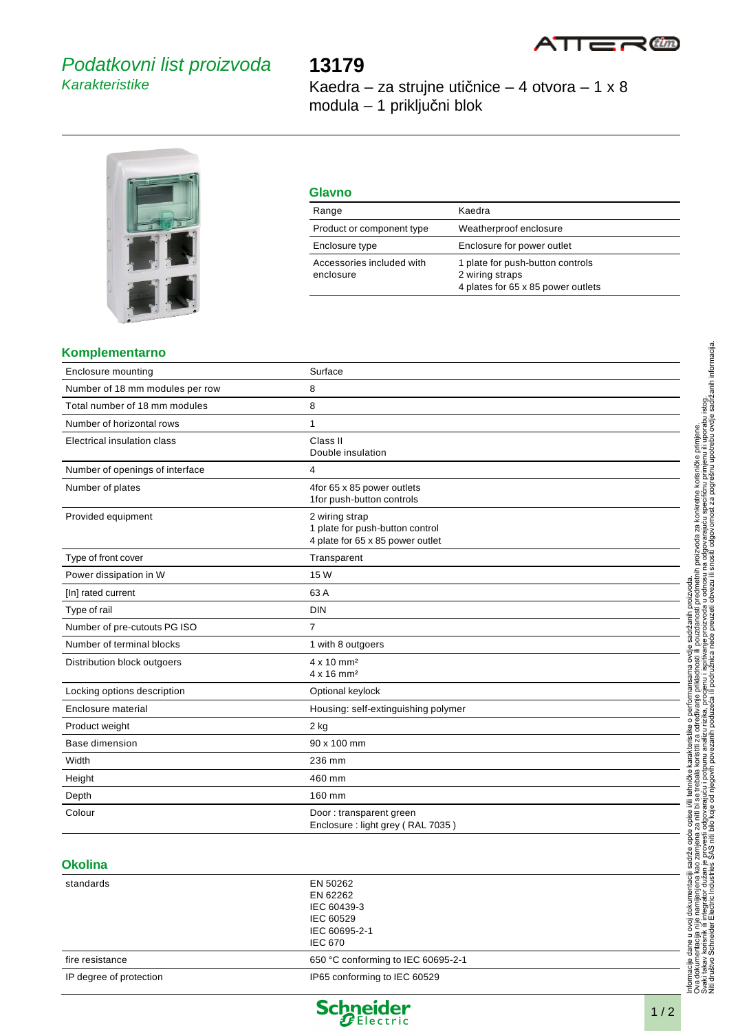*Podatkovni list proizvoda*
*Karakteristike*

# 13179

Kaedra – za strujne utičnice – 4 otvora – 1 x 8 modula – 1 priključni blok

## Glavno

| | |
|---|---|
| Range | Kaedra |
| Product or component type | Weatherproof enclosure |
| Enclosure type | Enclosure for power outlet |
| Accessories included with enclosure | 1 plate for push-button controls<br>2 wiring straps<br>4 plates for 65 x 85 power outlets |

## Komplementarno

| | |
|---|---|
| Enclosure mounting | Surface |
| Number of 18 mm modules per row | 8 |
| Total number of 18 mm modules | 8 |
| Number of horizontal rows | 1 |
| Electrical insulation class | Class II<br>Double insulation |
| Number of openings of interface | 4 |
| Number of plates | 4for 65 x 85 power outlets<br>1for push-button controls |
| Provided equipment | 2 wiring strap<br>1 plate for push-button control<br>4 plate for 65 x 85 power outlet |
| Type of front cover | Transparent |
| Power dissipation in W | 15 W |
| [In] rated current | 63 A |
| Type of rail | DIN |
| Number of pre-cutouts PG ISO | 7 |
| Number of terminal blocks | 1 with 8 outgoers |
| Distribution block outgoers | 4 x 10 mm²<br>4 x 16 mm² |
| Locking options description | Optional keylock |
| Enclosure material | Housing: self-extinguishing polymer |
| Product weight | 2 kg |
| Base dimension | 90 x 100 mm |
| Width | 236 mm |
| Height | 460 mm |
| Depth | 160 mm |
| Colour | Door : transparent green<br>Enclosure : light grey ( RAL 7035 ) |

## Okolina

| | |
|---|---|
| standards | EN 50262<br>EN 62262<br>IEC 60439-3<br>IEC 60529<br>IEC 60695-2-1<br>IEC 670 |
| fire resistance | 650 °C conforming to IEC 60695-2-1 |
| IP degree of protection | IP65 conforming to IEC 60529 |

Informacije dane u ovoj dokumentaciji sadrže opće opise i/ili tehničke karakteristike o performansama ovdje sadržanih proizvoda.
Ova dokumentacija nije namijenjena kao zamjena za niti bi se trebala koristiti za određivanje prikladnosti ili pouzdanosti predmetnih proizvoda za konkretne korisničke primjene.
Svaki takav korisnik ili integrator dužan je provesti odgovarajuću i potpunu analizu rizika, procjenu i ispitivanje proizvoda u odnosu na odgovarajuću specifičnu primjenu ili uporabu istog.
Niti društvo Schneider Electric Industries SAS niti bilo koje od njegovih povezanih poduzeća ili podružnica neće preuzeti obvezu ili snositi odgovornost za pogrešnu upotrebu ovdje sadržanih informacija.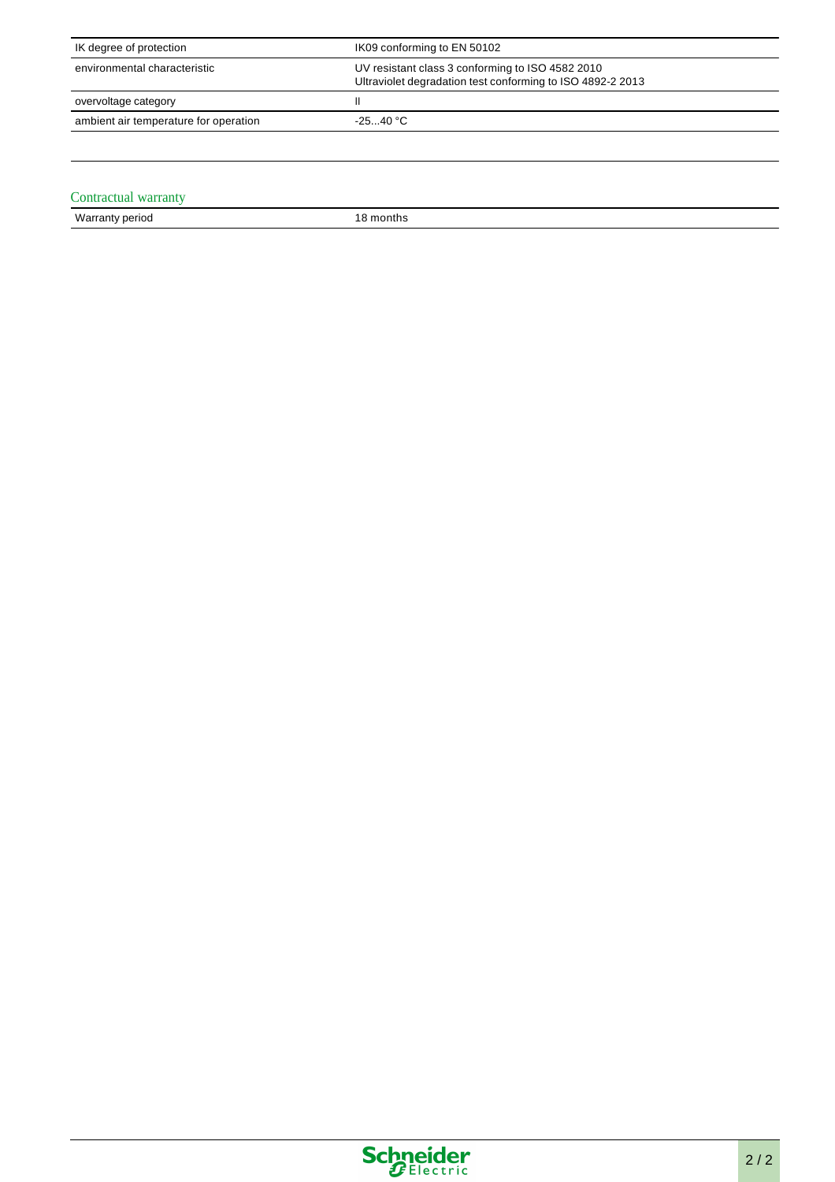| | |
|---|---|
| IK degree of protection | IK09 conforming to EN 50102 |
| environmental characteristic | UV resistant class 3 conforming to ISO 4582 2010<br>Ultraviolet degradation test conforming to ISO 4892-2 2013 |
| overvoltage category | II |
| ambient air temperature for operation | -25...40 °C |

## Contractual warranty

| | |
|---|---|
| Warranty period | 18 months |